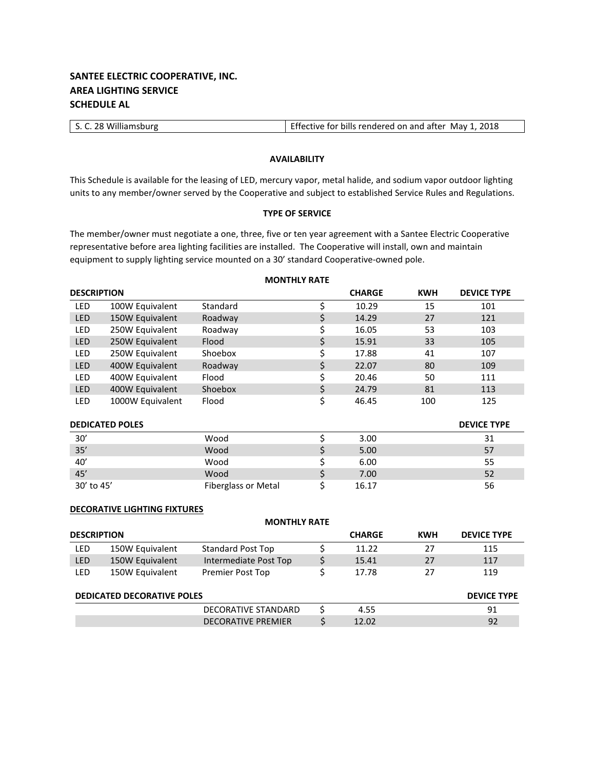**SANTEE ELECTRIC COOPERATIVE, INC.**
**AREA LIGHTING SERVICE**
**SCHEDULE AL**

| S. C. 28 Williamsburg | Effective for bills rendered on and after May 1, 2018 |
|---|---|

**AVAILABILITY**

This Schedule is available for the leasing of LED, mercury vapor, metal halide, and sodium vapor outdoor lighting units to any member/owner served by the Cooperative and subject to established Service Rules and Regulations.

**TYPE OF SERVICE**

The member/owner must negotiate a one, three, five or ten year agreement with a Santee Electric Cooperative representative before area lighting facilities are installed. The Cooperative will install, own and maintain equipment to supply lighting service mounted on a 30' standard Cooperative-owned pole.

**MONTHLY RATE**

| DESCRIPTION | | | | CHARGE | KWH | DEVICE TYPE |
|---|---|---|---|---|---|---|
| LED | 100W Equivalent | Standard | $ | 10.29 | 15 | 101 |
| LED | 150W Equivalent | Roadway | $ | 14.29 | 27 | 121 |
| LED | 250W Equivalent | Roadway | $ | 16.05 | 53 | 103 |
| LED | 250W Equivalent | Flood | $ | 15.91 | 33 | 105 |
| LED | 250W Equivalent | Shoebox | $ | 17.88 | 41 | 107 |
| LED | 400W Equivalent | Roadway | $ | 22.07 | 80 | 109 |
| LED | 400W Equivalent | Flood | $ | 20.46 | 50 | 111 |
| LED | 400W Equivalent | Shoebox | $ | 24.79 | 81 | 113 |
| LED | 1000W Equivalent | Flood | $ | 46.45 | 100 | 125 |

| DEDICATED POLES | | | | DEVICE TYPE |
|---|---|---|---|---|
| 30' | Wood | $ | 3.00 | 31 |
| 35' | Wood | $ | 5.00 | 57 |
| 40' | Wood | $ | 6.00 | 55 |
| 45' | Wood | $ | 7.00 | 52 |
| 30' to 45' | Fiberglass or Metal | $ | 16.17 | 56 |

**DECORATIVE LIGHTING FIXTURES**

**MONTHLY RATE**

| DESCRIPTION | | | | CHARGE | KWH | DEVICE TYPE |
|---|---|---|---|---|---|---|
| LED | 150W Equivalent | Standard Post Top | $ | 11.22 | 27 | 115 |
| LED | 150W Equivalent | Intermediate Post Top | $ | 15.41 | 27 | 117 |
| LED | 150W Equivalent | Premier Post Top | $ | 17.78 | 27 | 119 |

| DEDICATED DECORATIVE POLES | | | | DEVICE TYPE |
|---|---|---|---|---|
| | DECORATIVE STANDARD | $ | 4.55 | 91 |
| | DECORATIVE PREMIER | $ | 12.02 | 92 |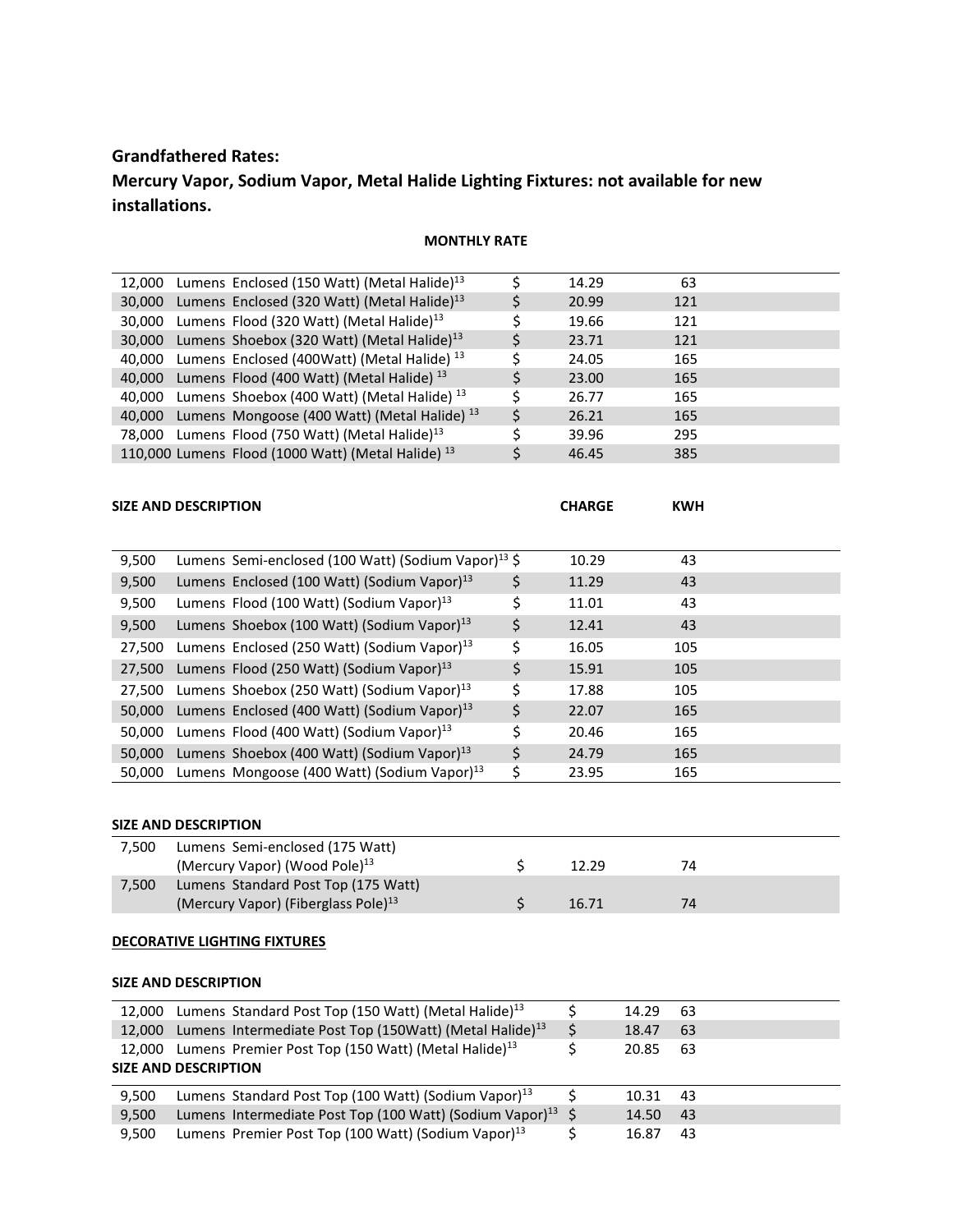**Grandfathered Rates:**

**Mercury Vapor, Sodium Vapor, Metal Halide Lighting Fixtures: not available for new installations.**

**MONTHLY RATE**

| | | | | |
|---|---|---|---|---|
| 12,000 | Lumens Enclosed (150 Watt) (Metal Halide)[13] | $ | 14.29 | 63 |
| 30,000 | Lumens Enclosed (320 Watt) (Metal Halide)[13] | $ | 20.99 | 121 |
| 30,000 | Lumens Flood (320 Watt) (Metal Halide)[13] | $ | 19.66 | 121 |
| 30,000 | Lumens Shoebox (320 Watt) (Metal Halide)[13] | $ | 23.71 | 121 |
| 40,000 | Lumens Enclosed (400Watt) (Metal Halide)[13] | $ | 24.05 | 165 |
| 40,000 | Lumens Flood (400 Watt) (Metal Halide)[13] | $ | 23.00 | 165 |
| 40,000 | Lumens Shoebox (400 Watt) (Metal Halide)[13] | $ | 26.77 | 165 |
| 40,000 | Lumens Mongoose (400 Watt) (Metal Halide)[13] | $ | 26.21 | 165 |
| 78,000 | Lumens Flood (750 Watt) (Metal Halide)[13] | $ | 39.96 | 295 |
| 110,000 | Lumens Flood (1000 Watt) (Metal Halide)[13] | $ | 46.45 | 385 |

| SIZE AND DESCRIPTION | | | CHARGE | KWH |
|---|---|---|---|---|
| 9,500 | Lumens Semi-enclosed (100 Watt) (Sodium Vapor)[13] | $ | 10.29 | 43 |
| 9,500 | Lumens Enclosed (100 Watt) (Sodium Vapor)[13] | $ | 11.29 | 43 |
| 9,500 | Lumens Flood (100 Watt) (Sodium Vapor)[13] | $ | 11.01 | 43 |
| 9,500 | Lumens Shoebox (100 Watt) (Sodium Vapor)[13] | $ | 12.41 | 43 |
| 27,500 | Lumens Enclosed (250 Watt) (Sodium Vapor)[13] | $ | 16.05 | 105 |
| 27,500 | Lumens Flood (250 Watt) (Sodium Vapor)[13] | $ | 15.91 | 105 |
| 27,500 | Lumens Shoebox (250 Watt) (Sodium Vapor)[13] | $ | 17.88 | 105 |
| 50,000 | Lumens Enclosed (400 Watt) (Sodium Vapor)[13] | $ | 22.07 | 165 |
| 50,000 | Lumens Flood (400 Watt) (Sodium Vapor)[13] | $ | 20.46 | 165 |
| 50,000 | Lumens Shoebox (400 Watt) (Sodium Vapor)[13] | $ | 24.79 | 165 |
| 50,000 | Lumens Mongoose (400 Watt) (Sodium Vapor)[13] | $ | 23.95 | 165 |

| SIZE AND DESCRIPTION | | | | |
|---|---|---|---|---|
| 7,500 | Lumens Semi-enclosed (175 Watt) (Mercury Vapor) (Wood Pole)[13] | $ | 12.29 | 74 |
| 7,500 | Lumens Standard Post Top (175 Watt) (Mercury Vapor) (Fiberglass Pole)[13] | $ | 16.71 | 74 |

**DECORATIVE LIGHTING FIXTURES**

| SIZE AND DESCRIPTION | | | | |
|---|---|---|---|---|
| 12,000 | Lumens Standard Post Top (150 Watt) (Metal Halide)[13] | $ | 14.29 | 63 |
| 12,000 | Lumens Intermediate Post Top (150Watt) (Metal Halide)[13] | $ | 18.47 | 63 |
| 12,000 | Lumens Premier Post Top (150 Watt) (Metal Halide)[13] | $ | 20.85 | 63 |

| SIZE AND DESCRIPTION | | | | |
|---|---|---|---|---|
| 9,500 | Lumens Standard Post Top (100 Watt) (Sodium Vapor)[13] | $ | 10.31 | 43 |
| 9,500 | Lumens Intermediate Post Top (100 Watt) (Sodium Vapor)[13] | $ | 14.50 | 43 |
| 9,500 | Lumens Premier Post Top (100 Watt) (Sodium Vapor)[13] | $ | 16.87 | 43 |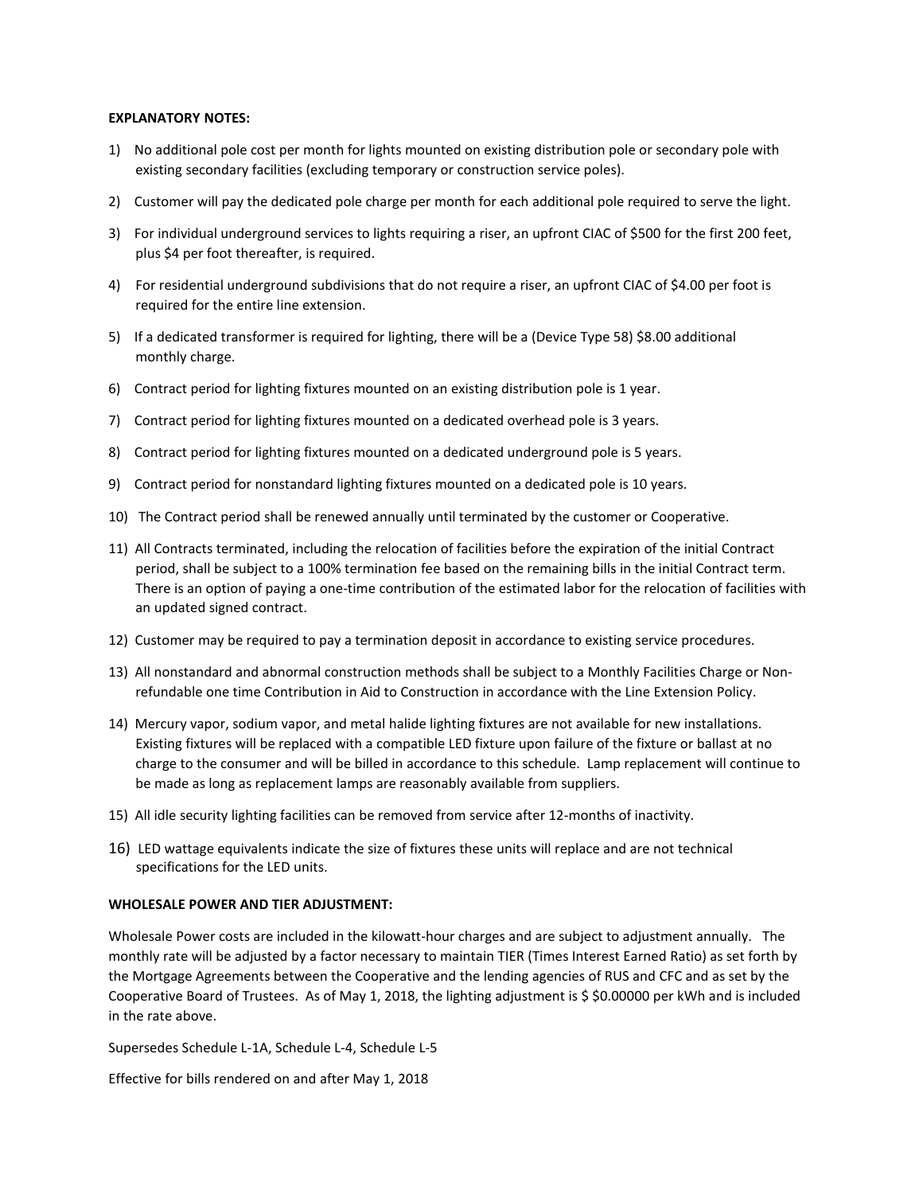**EXPLANATORY NOTES:**

1) No additional pole cost per month for lights mounted on existing distribution pole or secondary pole with existing secondary facilities (excluding temporary or construction service poles).
2) Customer will pay the dedicated pole charge per month for each additional pole required to serve the light.
3) For individual underground services to lights requiring a riser, an upfront CIAC of $500 for the first 200 feet, plus $4 per foot thereafter, is required.
4) For residential underground subdivisions that do not require a riser, an upfront CIAC of $4.00 per foot is required for the entire line extension.
5) If a dedicated transformer is required for lighting, there will be a (Device Type 58) $8.00 additional monthly charge.
6) Contract period for lighting fixtures mounted on an existing distribution pole is 1 year.
7) Contract period for lighting fixtures mounted on a dedicated overhead pole is 3 years.
8) Contract period for lighting fixtures mounted on a dedicated underground pole is 5 years.
9) Contract period for nonstandard lighting fixtures mounted on a dedicated pole is 10 years.
10) The Contract period shall be renewed annually until terminated by the customer or Cooperative.
11) All Contracts terminated, including the relocation of facilities before the expiration of the initial Contract period, shall be subject to a 100% termination fee based on the remaining bills in the initial Contract term. There is an option of paying a one-time contribution of the estimated labor for the relocation of facilities with an updated signed contract.
12) Customer may be required to pay a termination deposit in accordance to existing service procedures.
13) All nonstandard and abnormal construction methods shall be subject to a Monthly Facilities Charge or Non-refundable one time Contribution in Aid to Construction in accordance with the Line Extension Policy.
14) Mercury vapor, sodium vapor, and metal halide lighting fixtures are not available for new installations. Existing fixtures will be replaced with a compatible LED fixture upon failure of the fixture or ballast at no charge to the consumer and will be billed in accordance to this schedule. Lamp replacement will continue to be made as long as replacement lamps are reasonably available from suppliers.
15) All idle security lighting facilities can be removed from service after 12-months of inactivity.
16) LED wattage equivalents indicate the size of fixtures these units will replace and are not technical specifications for the LED units.

**WHOLESALE POWER AND TIER ADJUSTMENT:**

Wholesale Power costs are included in the kilowatt-hour charges and are subject to adjustment annually. The monthly rate will be adjusted by a factor necessary to maintain TIER (Times Interest Earned Ratio) as set forth by the Mortgage Agreements between the Cooperative and the lending agencies of RUS and CFC and as set by the Cooperative Board of Trustees. As of May 1, 2018, the lighting adjustment is $ $0.00000 per kWh and is included in the rate above.

Supersedes Schedule L-1A, Schedule L-4, Schedule L-5

Effective for bills rendered on and after May 1, 2018